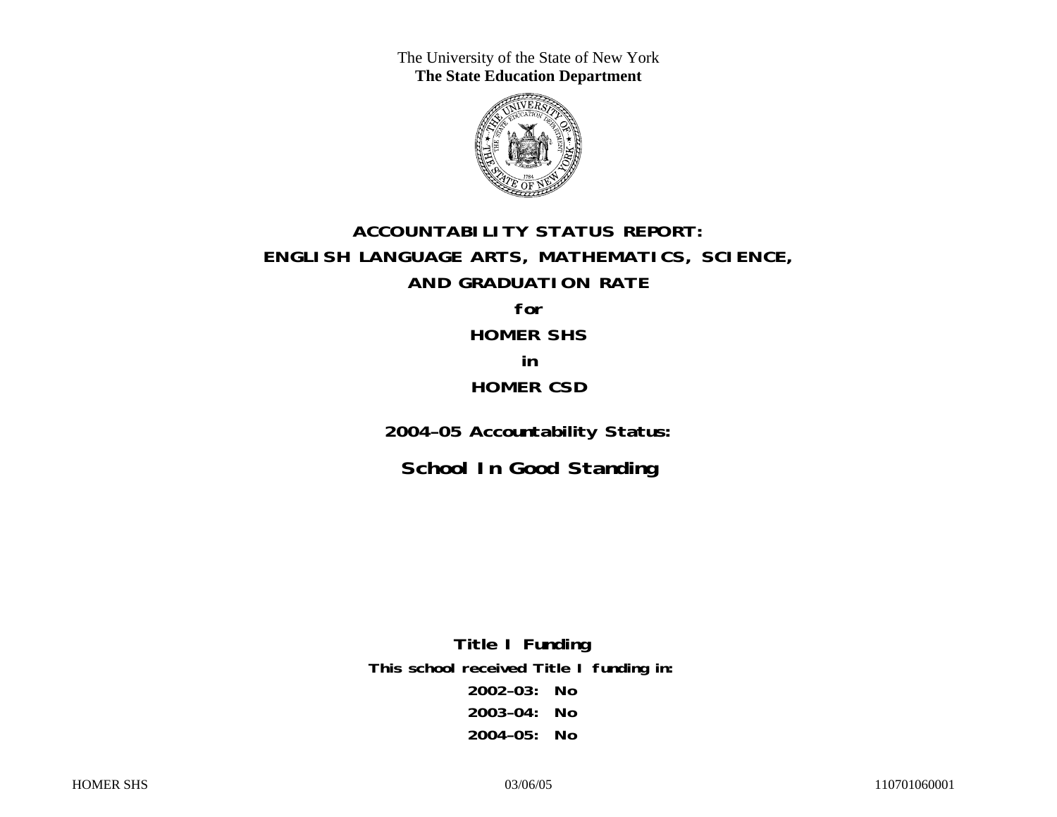The University of the State of New York
**The State Education Department**

# ACCOUNTABILITY STATUS REPORT: ENGLISH LANGUAGE ARTS, MATHEMATICS, SCIENCE, AND GRADUATION RATE

**for**

**HOMER SHS**

**in**

**HOMER CSD**

## 2004–05 Accountability Status:

## School In Good Standing

**Title I Funding**

**This school received Title I funding in:**

**2002–03: No**

**2003–04: No**

**2004–05: No**

HOMER SHS 03/06/05 110701060001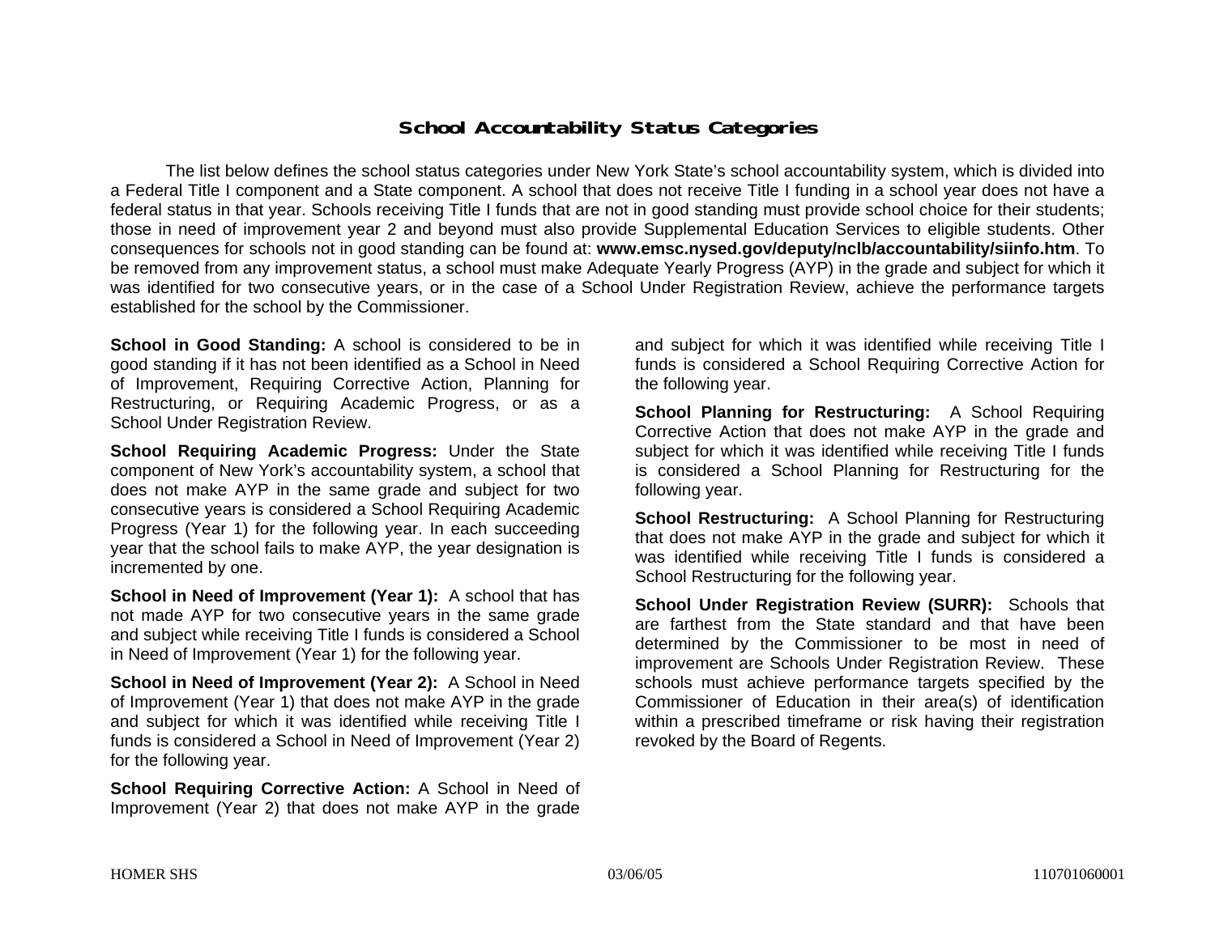# School Accountability Status Categories

The list below defines the school status categories under New York State's school accountability system, which is divided into a Federal Title I component and a State component. A school that does not receive Title I funding in a school year does not have a federal status in that year. Schools receiving Title I funds that are not in good standing must provide school choice for their students; those in need of improvement year 2 and beyond must also provide Supplemental Education Services to eligible students. Other consequences for schools not in good standing can be found at: **www.emsc.nysed.gov/deputy/nclb/accountability/siinfo.htm**. To be removed from any improvement status, a school must make Adequate Yearly Progress (AYP) in the grade and subject for which it was identified for two consecutive years, or in the case of a School Under Registration Review, achieve the performance targets established for the school by the Commissioner.

**School in Good Standing:** A school is considered to be in good standing if it has not been identified as a School in Need of Improvement, Requiring Corrective Action, Planning for Restructuring, or Requiring Academic Progress, or as a School Under Registration Review.

**School Requiring Academic Progress:** Under the State component of New York's accountability system, a school that does not make AYP in the same grade and subject for two consecutive years is considered a School Requiring Academic Progress (Year 1) for the following year. In each succeeding year that the school fails to make AYP, the year designation is incremented by one.

**School in Need of Improvement (Year 1):** A school that has not made AYP for two consecutive years in the same grade and subject while receiving Title I funds is considered a School in Need of Improvement (Year 1) for the following year.

**School in Need of Improvement (Year 2):** A School in Need of Improvement (Year 1) that does not make AYP in the grade and subject for which it was identified while receiving Title I funds is considered a School in Need of Improvement (Year 2) for the following year.

**School Requiring Corrective Action:** A School in Need of Improvement (Year 2) that does not make AYP in the grade and subject for which it was identified while receiving Title I funds is considered a School Requiring Corrective Action for the following year.

**School Planning for Restructuring:** A School Requiring Corrective Action that does not make AYP in the grade and subject for which it was identified while receiving Title I funds is considered a School Planning for Restructuring for the following year.

**School Restructuring:** A School Planning for Restructuring that does not make AYP in the grade and subject for which it was identified while receiving Title I funds is considered a School Restructuring for the following year.

**School Under Registration Review (SURR):** Schools that are farthest from the State standard and that have been determined by the Commissioner to be most in need of improvement are Schools Under Registration Review. These schools must achieve performance targets specified by the Commissioner of Education in their area(s) of identification within a prescribed timeframe or risk having their registration revoked by the Board of Regents.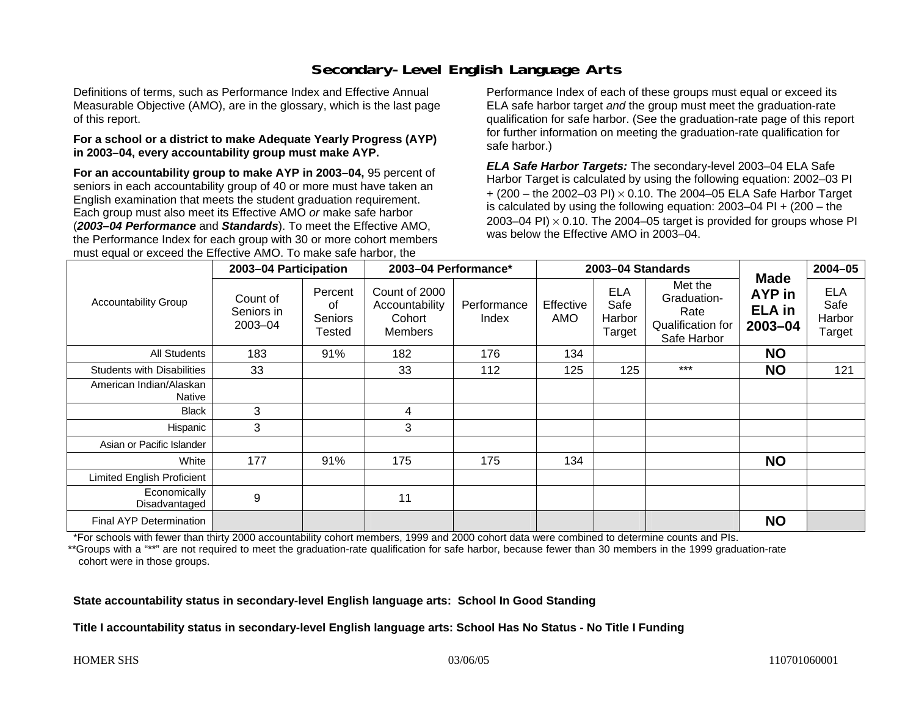# Secondary-Level English Language Arts

Definitions of terms, such as Performance Index and Effective Annual Measurable Objective (AMO), are in the glossary, which is the last page of this report.

**For a school or a district to make Adequate Yearly Progress (AYP) in 2003–04, every accountability group must make AYP.**

**For an accountability group to make AYP in 2003–04,** 95 percent of seniors in each accountability group of 40 or more must have taken an English examination that meets the student graduation requirement. Each group must also meet its Effective AMO *or* make safe harbor (***2003–04 Performance*** and ***Standards***). To meet the Effective AMO, the Performance Index for each group with 30 or more cohort members must equal or exceed the Effective AMO. To make safe harbor, the Performance Index of each of these groups must equal or exceed its ELA safe harbor target *and* the group must meet the graduation-rate qualification for safe harbor. (See the graduation-rate page of this report for further information on meeting the graduation-rate qualification for safe harbor.)

***ELA Safe Harbor Targets:*** The secondary-level 2003–04 ELA Safe Harbor Target is calculated by using the following equation: 2002–03 PI + (200 – the 2002–03 PI) × 0.10. The 2004–05 ELA Safe Harbor Target is calculated by using the following equation: 2003–04 PI + (200 – the 2003–04 PI) × 0.10. The 2004–05 target is provided for groups whose PI was below the Effective AMO in 2003–04.

| Accountability Group | 2003–04 Participation | | 2003–04 Performance* | | 2003–04 Standards | | | Made AYP in ELA in 2003–04 | 2004–05 |
|---|---|---|---|---|---|---|---|---|---|
| | Count of Seniors in 2003–04 | Percent of Seniors Tested | Count of 2000 Accountability Cohort Members | Performance Index | Effective AMO | ELA Safe Harbor Target | Met the Graduation-Rate Qualification for Safe Harbor | | ELA Safe Harbor Target |
| All Students | 183 | 91% | 182 | 176 | 134 | | | **NO** | |
| Students with Disabilities | 33 | | 33 | 112 | 125 | 125 | *** | **NO** | 121 |
| American Indian/Alaskan Native | | | | | | | | | |
| Black | 3 | | 4 | | | | | | |
| Hispanic | 3 | | 3 | | | | | | |
| Asian or Pacific Islander | | | | | | | | | |
| White | 177 | 91% | 175 | 175 | 134 | | | **NO** | |
| Limited English Proficient | | | | | | | | | |
| Economically Disadvantaged | 9 | | 11 | | | | | | |
| Final AYP Determination | | | | | | | | **NO** | |

*For schools with fewer than thirty 2000 accountability cohort members, 1999 and 2000 cohort data were combined to determine counts and PIs.

**Groups with a "**" are not required to meet the graduation-rate qualification for safe harbor, because fewer than 30 members in the 1999 graduation-rate cohort were in those groups.

**State accountability status in secondary-level English language arts: School In Good Standing**

**Title I accountability status in secondary-level English language arts: School Has No Status - No Title I Funding**

HOMER SHS 03/06/05 110701060001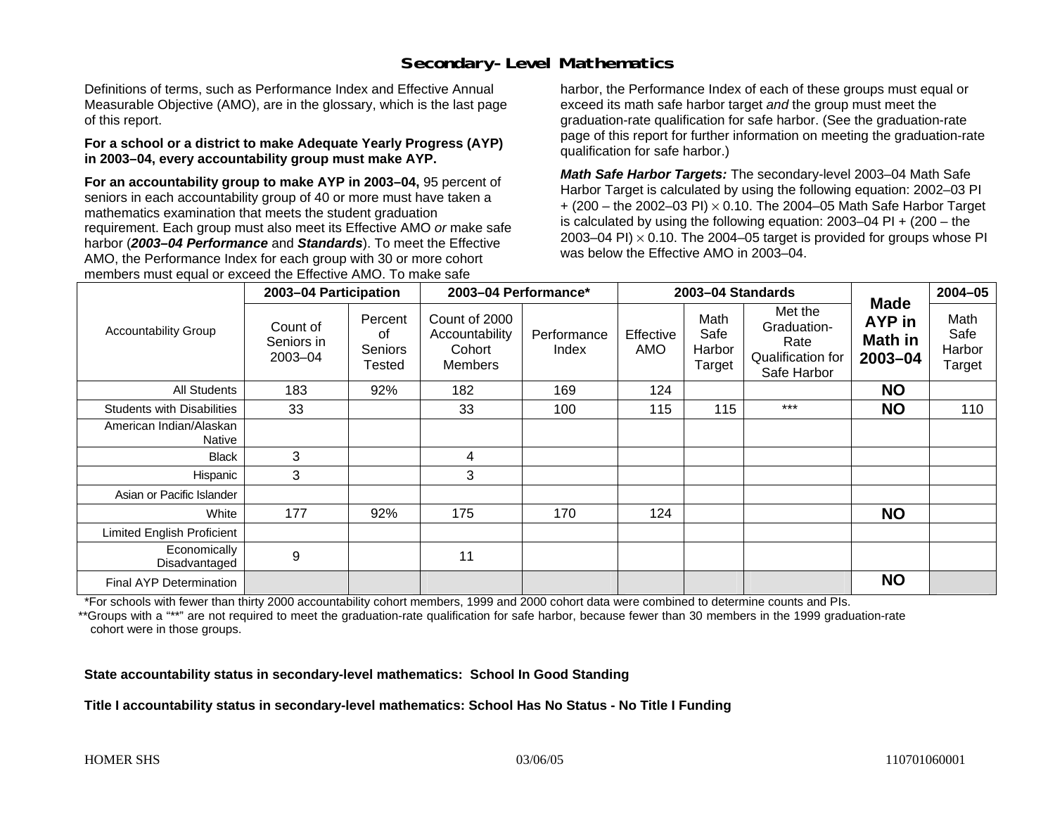# Secondary-Level Mathematics

Definitions of terms, such as Performance Index and Effective Annual Measurable Objective (AMO), are in the glossary, which is the last page of this report.

**For a school or a district to make Adequate Yearly Progress (AYP) in 2003–04, every accountability group must make AYP.**

**For an accountability group to make AYP in 2003–04,** 95 percent of seniors in each accountability group of 40 or more must have taken a mathematics examination that meets the student graduation requirement. Each group must also meet its Effective AMO *or* make safe harbor (***2003–04 Performance*** and ***Standards***). To meet the Effective AMO, the Performance Index for each group with 30 or more cohort members must equal or exceed the Effective AMO. To make safe harbor, the Performance Index of each of these groups must equal or exceed its math safe harbor target *and* the group must meet the graduation-rate qualification for safe harbor. (See the graduation-rate page of this report for further information on meeting the graduation-rate qualification for safe harbor.)

***Math Safe Harbor Targets:*** The secondary-level 2003–04 Math Safe Harbor Target is calculated by using the following equation: 2002–03 PI + (200 – the 2002–03 PI) × 0.10. The 2004–05 Math Safe Harbor Target is calculated by using the following equation: 2003–04 PI + (200 – the 2003–04 PI) × 0.10. The 2004–05 target is provided for groups whose PI was below the Effective AMO in 2003–04.

| Accountability Group | 2003–04 Participation | | 2003–04 Performance* | | 2003–04 Standards | | | Made AYP in Math in 2003–04 | 2004–05 |
|---|---|---|---|---|---|---|---|---|---|
| | Count of Seniors in 2003–04 | Percent of Seniors Tested | Count of 2000 Accountability Cohort Members | Performance Index | Effective AMO | Math Safe Harbor Target | Met the Graduation-Rate Qualification for Safe Harbor | | Math Safe Harbor Target |
| All Students | 183 | 92% | 182 | 169 | 124 | | | **NO** | |
| Students with Disabilities | 33 | | 33 | 100 | 115 | 115 | *** | **NO** | 110 |
| American Indian/Alaskan Native | | | | | | | | | |
| Black | 3 | | 4 | | | | | | |
| Hispanic | 3 | | 3 | | | | | | |
| Asian or Pacific Islander | | | | | | | | | |
| White | 177 | 92% | 175 | 170 | 124 | | | **NO** | |
| Limited English Proficient | | | | | | | | | |
| Economically Disadvantaged | 9 | | 11 | | | | | | |
| Final AYP Determination | | | | | | | | **NO** | |

*For schools with fewer than thirty 2000 accountability cohort members, 1999 and 2000 cohort data were combined to determine counts and PIs.

**Groups with a "**" are not required to meet the graduation-rate qualification for safe harbor, because fewer than 30 members in the 1999 graduation-rate cohort were in those groups.

**State accountability status in secondary-level mathematics: School In Good Standing**

**Title I accountability status in secondary-level mathematics: School Has No Status - No Title I Funding**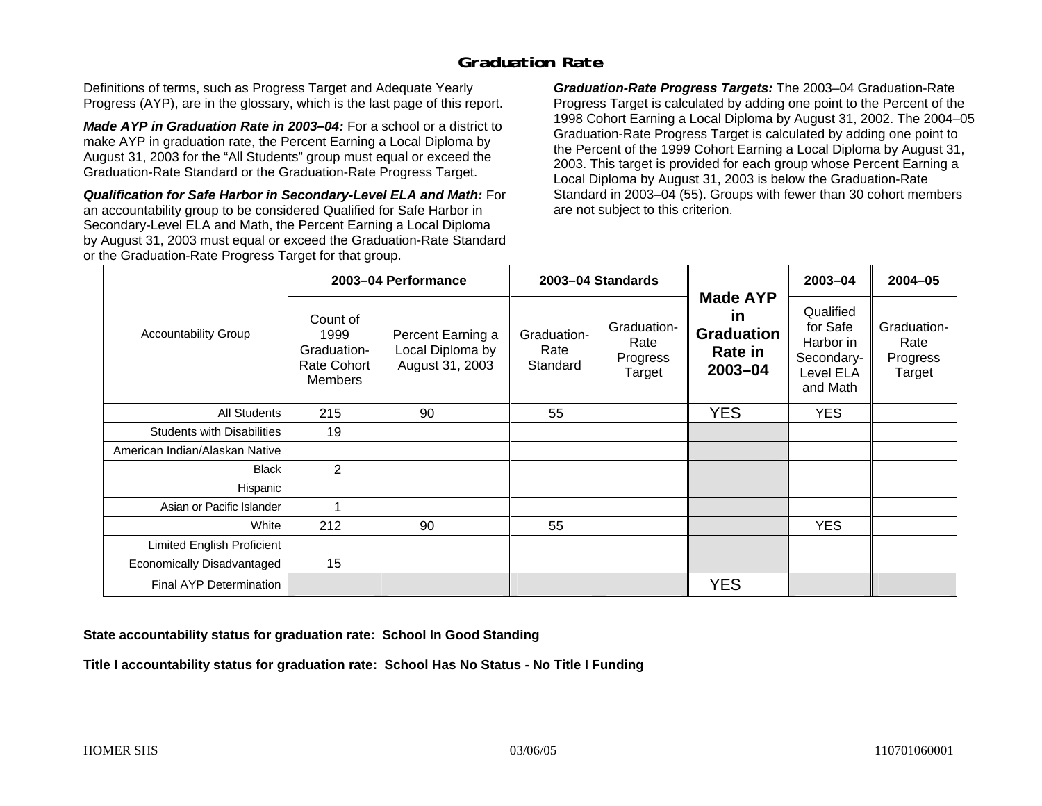## Graduation Rate

Definitions of terms, such as Progress Target and Adequate Yearly Progress (AYP), are in the glossary, which is the last page of this report.

***Made AYP in Graduation Rate in 2003–04:*** For a school or a district to make AYP in graduation rate, the Percent Earning a Local Diploma by August 31, 2003 for the "All Students" group must equal or exceed the Graduation-Rate Standard or the Graduation-Rate Progress Target.

***Qualification for Safe Harbor in Secondary-Level ELA and Math:*** For an accountability group to be considered Qualified for Safe Harbor in Secondary-Level ELA and Math, the Percent Earning a Local Diploma by August 31, 2003 must equal or exceed the Graduation-Rate Standard or the Graduation-Rate Progress Target for that group.

***Graduation-Rate Progress Targets:*** The 2003–04 Graduation-Rate Progress Target is calculated by adding one point to the Percent of the 1998 Cohort Earning a Local Diploma by August 31, 2002. The 2004–05 Graduation-Rate Progress Target is calculated by adding one point to the Percent of the 1999 Cohort Earning a Local Diploma by August 31, 2003. This target is provided for each group whose Percent Earning a Local Diploma by August 31, 2003 is below the Graduation-Rate Standard in 2003–04 (55). Groups with fewer than 30 cohort members are not subject to this criterion.

| Accountability Group | 2003–04 Performance | | 2003–04 Standards | | Made AYP in Graduation Rate in 2003–04 | 2003–04 | 2004–05 |
|---|---|---|---|---|---|---|---|
| | Count of 1999 Graduation-Rate Cohort Members | Percent Earning a Local Diploma by August 31, 2003 | Graduation-Rate Standard | Graduation-Rate Progress Target | | Qualified for Safe Harbor in Secondary-Level ELA and Math | Graduation-Rate Progress Target |
| All Students | 215 | 90 | 55 | | YES | YES | |
| Students with Disabilities | 19 | | | | | | |
| American Indian/Alaskan Native | | | | | | | |
| Black | 2 | | | | | | |
| Hispanic | | | | | | | |
| Asian or Pacific Islander | 1 | | | | | | |
| White | 212 | 90 | 55 | | | YES | |
| Limited English Proficient | | | | | | | |
| Economically Disadvantaged | 15 | | | | | | |
| Final AYP Determination | | | | | YES | | |

**State accountability status for graduation rate: School In Good Standing**

**Title I accountability status for graduation rate: School Has No Status - No Title I Funding**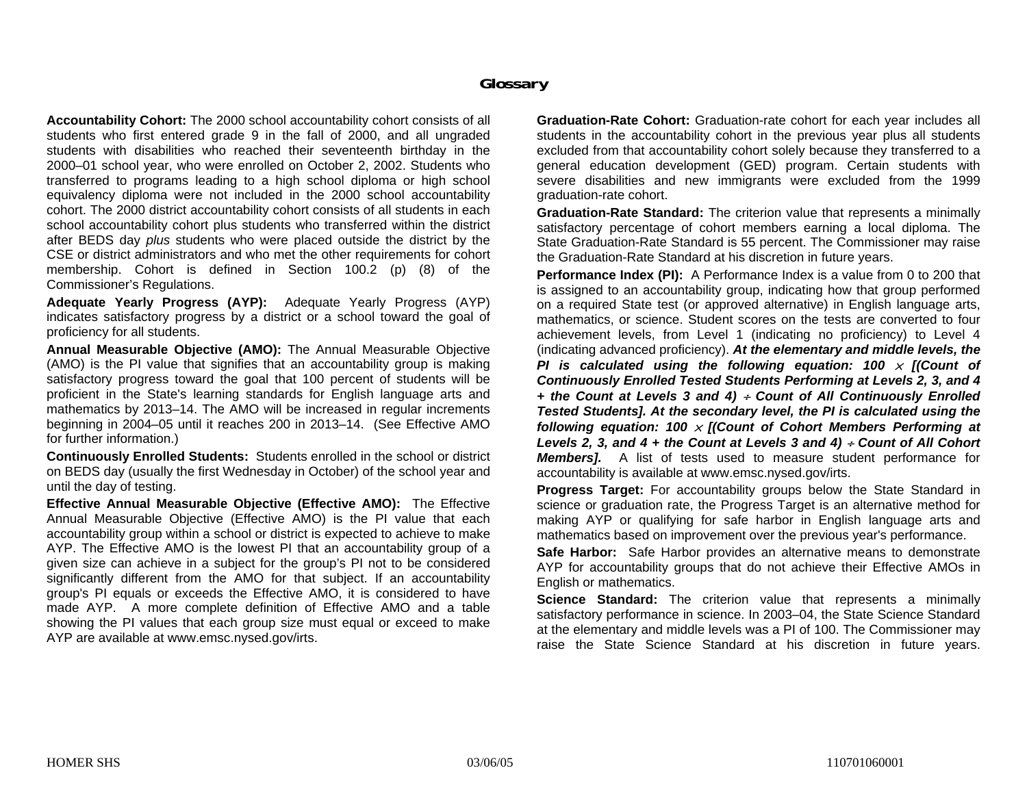# Glossary

**Accountability Cohort:** The 2000 school accountability cohort consists of all students who first entered grade 9 in the fall of 2000, and all ungraded students with disabilities who reached their seventeenth birthday in the 2000–01 school year, who were enrolled on October 2, 2002. Students who transferred to programs leading to a high school diploma or high school equivalency diploma were not included in the 2000 school accountability cohort. The 2000 district accountability cohort consists of all students in each school accountability cohort plus students who transferred within the district after BEDS day *plus* students who were placed outside the district by the CSE or district administrators and who met the other requirements for cohort membership. Cohort is defined in Section 100.2 (p) (8) of the Commissioner's Regulations.

**Adequate Yearly Progress (AYP):** Adequate Yearly Progress (AYP) indicates satisfactory progress by a district or a school toward the goal of proficiency for all students.

**Annual Measurable Objective (AMO):** The Annual Measurable Objective (AMO) is the PI value that signifies that an accountability group is making satisfactory progress toward the goal that 100 percent of students will be proficient in the State's learning standards for English language arts and mathematics by 2013–14. The AMO will be increased in regular increments beginning in 2004–05 until it reaches 200 in 2013–14. (See Effective AMO for further information.)

**Continuously Enrolled Students:** Students enrolled in the school or district on BEDS day (usually the first Wednesday in October) of the school year and until the day of testing.

**Effective Annual Measurable Objective (Effective AMO):** The Effective Annual Measurable Objective (Effective AMO) is the PI value that each accountability group within a school or district is expected to achieve to make AYP. The Effective AMO is the lowest PI that an accountability group of a given size can achieve in a subject for the group's PI not to be considered significantly different from the AMO for that subject. If an accountability group's PI equals or exceeds the Effective AMO, it is considered to have made AYP. A more complete definition of Effective AMO and a table showing the PI values that each group size must equal or exceed to make AYP are available at www.emsc.nysed.gov/irts.

**Graduation-Rate Cohort:** Graduation-rate cohort for each year includes all students in the accountability cohort in the previous year plus all students excluded from that accountability cohort solely because they transferred to a general education development (GED) program. Certain students with severe disabilities and new immigrants were excluded from the 1999 graduation-rate cohort.

**Graduation-Rate Standard:** The criterion value that represents a minimally satisfactory percentage of cohort members earning a local diploma. The State Graduation-Rate Standard is 55 percent. The Commissioner may raise the Graduation-Rate Standard at his discretion in future years.

**Performance Index (PI):** A Performance Index is a value from 0 to 200 that is assigned to an accountability group, indicating how that group performed on a required State test (or approved alternative) in English language arts, mathematics, or science. Student scores on the tests are converted to four achievement levels, from Level 1 (indicating no proficiency) to Level 4 (indicating advanced proficiency). ***At the elementary and middle levels, the PI is calculated using the following equation: 100 × [(Count of Continuously Enrolled Tested Students Performing at Levels 2, 3, and 4 + the Count at Levels 3 and 4) ÷ Count of All Continuously Enrolled Tested Students]. At the secondary level, the PI is calculated using the following equation: 100 × [(Count of Cohort Members Performing at Levels 2, 3, and 4 + the Count at Levels 3 and 4) ÷ Count of All Cohort Members].*** A list of tests used to measure student performance for accountability is available at www.emsc.nysed.gov/irts.

**Progress Target:** For accountability groups below the State Standard in science or graduation rate, the Progress Target is an alternative method for making AYP or qualifying for safe harbor in English language arts and mathematics based on improvement over the previous year's performance.

**Safe Harbor:** Safe Harbor provides an alternative means to demonstrate AYP for accountability groups that do not achieve their Effective AMOs in English or mathematics.

**Science Standard:** The criterion value that represents a minimally satisfactory performance in science. In 2003–04, the State Science Standard at the elementary and middle levels was a PI of 100. The Commissioner may raise the State Science Standard at his discretion in future years.